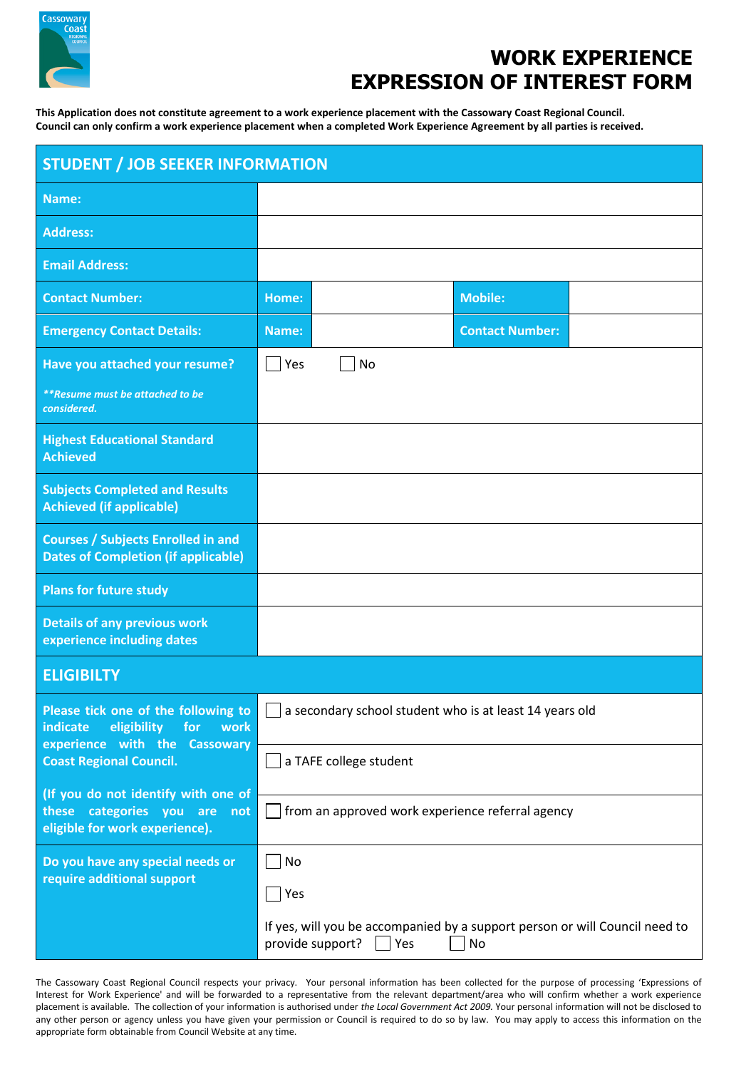# WORK EXPERIENCE EXPRESSION OF INTEREST FORM

**This Application does not constitute agreement to a work experience placement with the Cassowary Coast Regional Council. Council can only confirm a work experience placement when a completed Work Experience Agreement by all parties is received.**

| STUDENT / JOB SEEKER INFORMATION | | | | |
|---|---|---|---|---|
| **Name:** | | | | |
| **Address:** | | | | |
| **Email Address:** | | | | |
| **Contact Number:** | **Home:** | | **Mobile:** | |
| **Emergency Contact Details:** | **Name:** | | **Contact Number:** | |
| **Have you attached your resume?** ***\*\*Resume must be attached to be considered.*** | ☐ Yes ☐ No | | | |
| **Highest Educational Standard Achieved** | | | | |
| **Subjects Completed and Results Achieved (if applicable)** | | | | |
| **Courses / Subjects Enrolled in and Dates of Completion (if applicable)** | | | | |
| **Plans for future study** | | | | |
| **Details of any previous work experience including dates** | | | | |

| ELIGIBILTY | |
|---|---|
| **Please tick one of the following to indicate eligibility for work experience with the Cassowary Coast Regional Council.** **(If you do not identify with one of these categories you are not eligible for work experience).** | ☐ a secondary school student who is at least 14 years old |
| | ☐ a TAFE college student |
| | ☐ from an approved work experience referral agency |
| **Do you have any special needs or require additional support** | ☐ No ☐ Yes If yes, will you be accompanied by a support person or will Council need to provide support? ☐ Yes ☐ No |

The Cassowary Coast Regional Council respects your privacy. Your personal information has been collected for the purpose of processing 'Expressions of Interest for Work Experience' and will be forwarded to a representative from the relevant department/area who will confirm whether a work experience placement is available. The collection of your information is authorised under *the Local Government Act 2009.* Your personal information will not be disclosed to any other person or agency unless you have given your permission or Council is required to do so by law. You may apply to access this information on the appropriate form obtainable from Council Website at any time.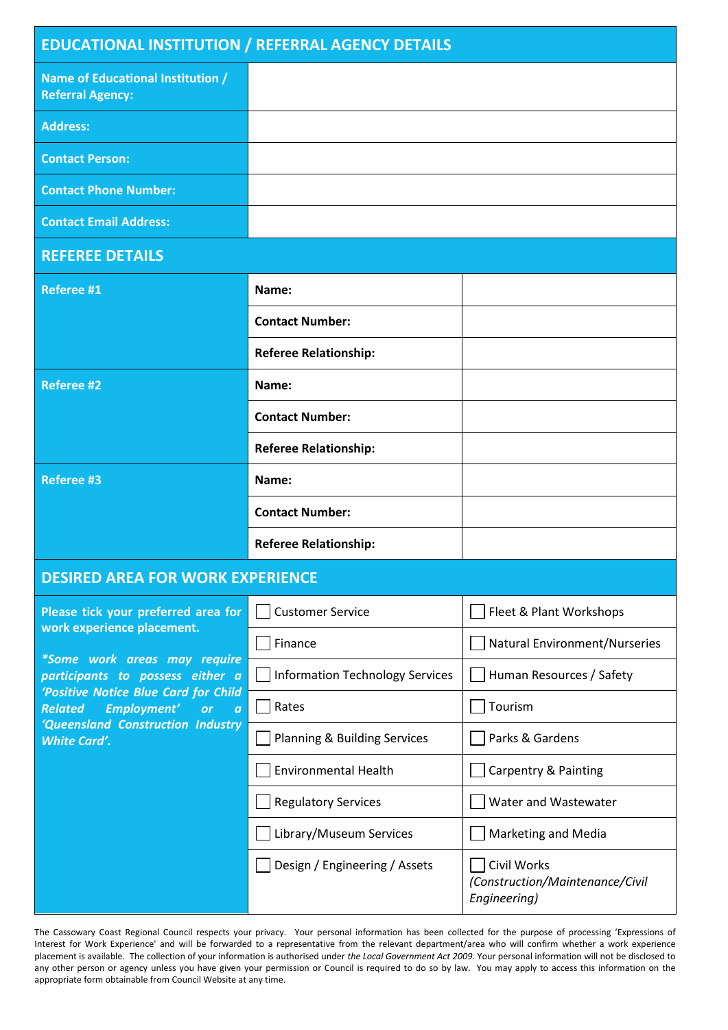## EDUCATIONAL INSTITUTION / REFERRAL AGENCY DETAILS

| | |
|---|---|
| **Name of Educational Institution / Referral Agency:** | |
| **Address:** | |
| **Contact Person:** | |
| **Contact Phone Number:** | |
| **Contact Email Address:** | |

## REFEREE DETAILS

| | | |
|---|---|---|
| **Referee #1** | **Name:** | |
| | **Contact Number:** | |
| | **Referee Relationship:** | |
| **Referee #2** | **Name:** | |
| | **Contact Number:** | |
| | **Referee Relationship:** | |
| **Referee #3** | **Name:** | |
| | **Contact Number:** | |
| | **Referee Relationship:** | |

## DESIRED AREA FOR WORK EXPERIENCE

| | | |
|---|---|---|
| **Please tick your preferred area for work experience placement.** ***\*Some work areas may require participants to possess either a 'Positive Notice Blue Card for Child Related Employment' or a 'Queensland Construction Industry White Card'.*** | ☐ Customer Service | ☐ Fleet & Plant Workshops |
| | ☐ Finance | ☐ Natural Environment/Nurseries |
| | ☐ Information Technology Services | ☐ Human Resources / Safety |
| | ☐ Rates | ☐ Tourism |
| | ☐ Planning & Building Services | ☐ Parks & Gardens |
| | ☐ Environmental Health | ☐ Carpentry & Painting |
| | ☐ Regulatory Services | ☐ Water and Wastewater |
| | ☐ Library/Museum Services | ☐ Marketing and Media |
| | ☐ Design / Engineering / Assets | ☐ Civil Works *(Construction/Maintenance/Civil Engineering)* |

The Cassowary Coast Regional Council respects your privacy. Your personal information has been collected for the purpose of processing 'Expressions of Interest for Work Experience' and will be forwarded to a representative from the relevant department/area who will confirm whether a work experience placement is available. The collection of your information is authorised under *the Local Government Act 2009.* Your personal information will not be disclosed to any other person or agency unless you have given your permission or Council is required to do so by law. You may apply to access this information on the appropriate form obtainable from Council Website at any time.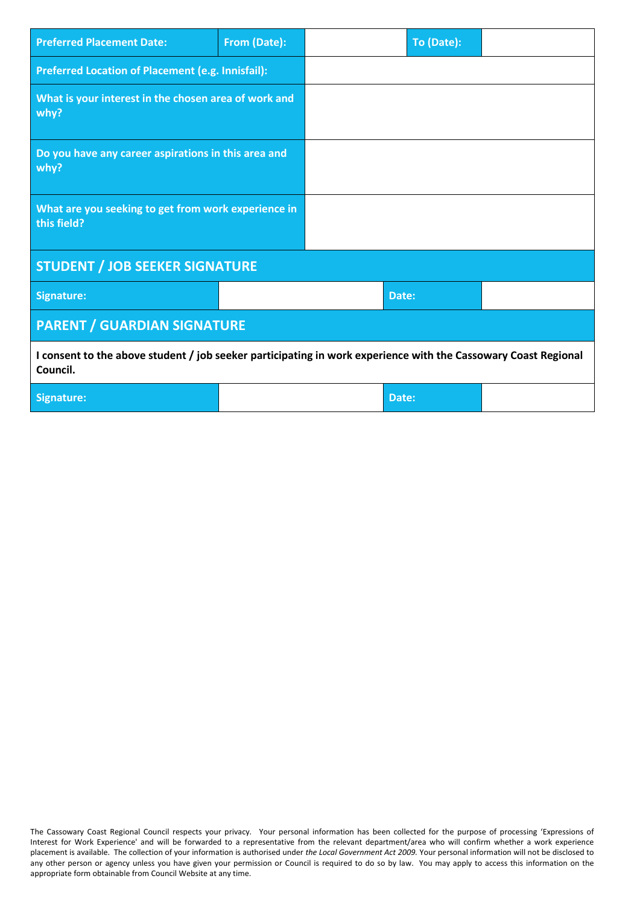| | | | |
|---|---|---|---|
| **Preferred Placement Date:** | **From (Date):** | | **To (Date):** |
| **Preferred Location of Placement (e.g. Innisfail):** | | | |
| **What is your interest in the chosen area of work and why?** | | | |
| **Do you have any career aspirations in this area and why?** | | | |
| **What are you seeking to get from work experience in this field?** | | | |

## STUDENT / JOB SEEKER SIGNATURE

| | | | |
|---|---|---|---|
| **Signature:** | | **Date:** | |

## PARENT / GUARDIAN SIGNATURE

**I consent to the above student / job seeker participating in work experience with the Cassowary Coast Regional Council.**

| | | | |
|---|---|---|---|
| **Signature:** | | **Date:** | |

The Cassowary Coast Regional Council respects your privacy. Your personal information has been collected for the purpose of processing 'Expressions of Interest for Work Experience' and will be forwarded to a representative from the relevant department/area who will confirm whether a work experience placement is available. The collection of your information is authorised under *the Local Government Act 2009.* Your personal information will not be disclosed to any other person or agency unless you have given your permission or Council is required to do so by law. You may apply to access this information on the appropriate form obtainable from Council Website at any time.